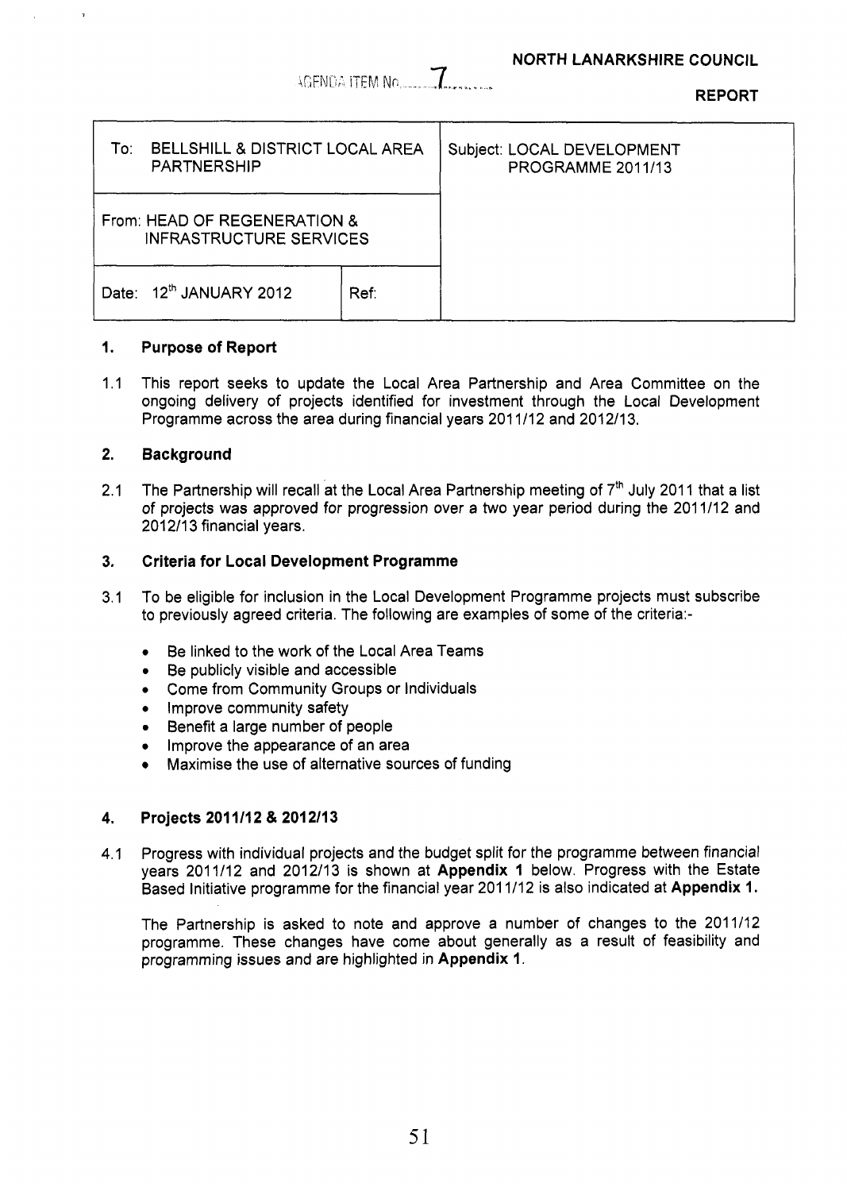AGENDA ITEM No. 7

**NORTH LANARKSHIRE COUNCIL**

**REPORT**

| To: BELLSHILL & DISTRICT LOCAL AREA PARTNERSHIP | | Subject: LOCAL DEVELOPMENT PROGRAMME 2011/13 |
|---|---|---|
| From: HEAD OF REGENERATION & INFRASTRUCTURE SERVICES | | |
| Date: 12th JANUARY 2012 | Ref: | |

## 1. Purpose of Report

1.1 This report seeks to update the Local Area Partnership and Area Committee on the ongoing delivery of projects identified for investment through the Local Development Programme across the area during financial years 2011/12 and 2012/13.

## 2. Background

2.1 The Partnership will recall at the Local Area Partnership meeting of 7th July 2011 that a list of projects was approved for progression over a two year period during the 2011/12 and 2012/13 financial years.

## 3. Criteria for Local Development Programme

3.1 To be eligible for inclusion in the Local Development Programme projects must subscribe to previously agreed criteria. The following are examples of some of the criteria:-

- Be linked to the work of the Local Area Teams
- Be publicly visible and accessible
- Come from Community Groups or Individuals
- Improve community safety
- Benefit a large number of people
- Improve the appearance of an area
- Maximise the use of alternative sources of funding

## 4. Projects 2011/12 & 2012/13

4.1 Progress with individual projects and the budget split for the programme between financial years 2011/12 and 2012/13 is shown at **Appendix 1** below. Progress with the Estate Based Initiative programme for the financial year 2011/12 is also indicated at **Appendix 1.**

The Partnership is asked to note and approve a number of changes to the 2011/12 programme. These changes have come about generally as a result of feasibility and programming issues and are highlighted in **Appendix 1**.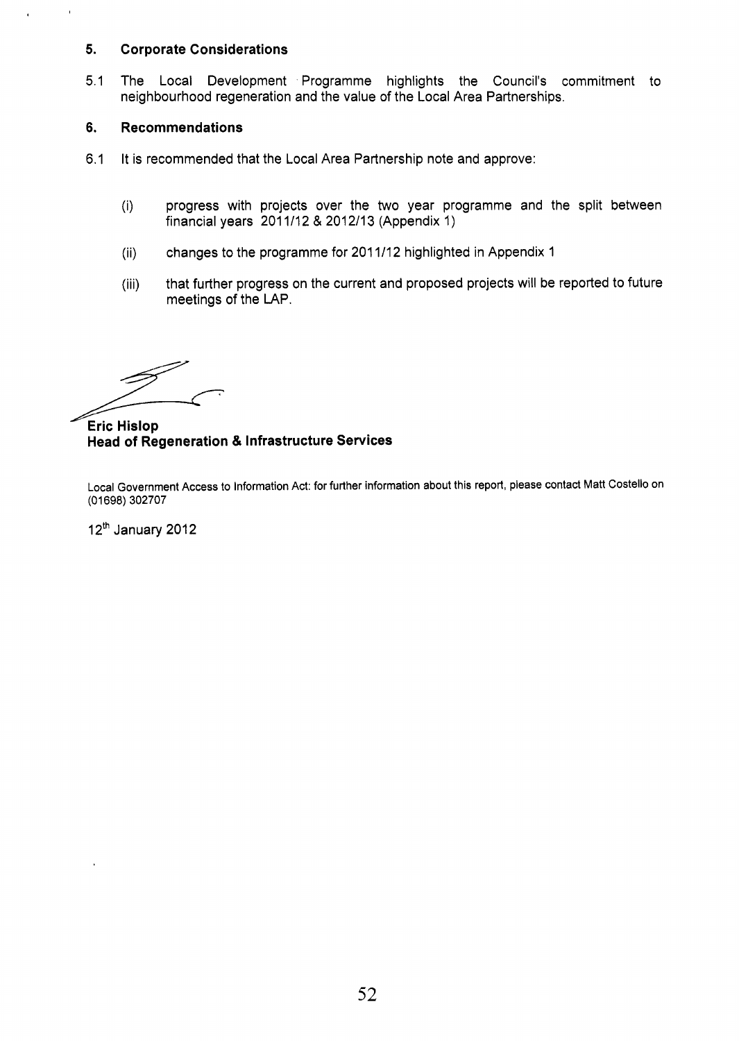## 5. Corporate Considerations

5.1 The Local Development Programme highlights the Council's commitment to neighbourhood regeneration and the value of the Local Area Partnerships.

## 6. Recommendations

6.1 It is recommended that the Local Area Partnership note and approve:

(i) progress with projects over the two year programme and the split between financial years 2011/12 & 2012/13 (Appendix 1)

(ii) changes to the programme for 2011/12 highlighted in Appendix 1

(iii) that further progress on the current and proposed projects will be reported to future meetings of the LAP.

**Eric Hislop**
**Head of Regeneration & Infrastructure Services**

Local Government Access to Information Act: for further information about this report, please contact Matt Costello on (01698) 302707

12th January 2012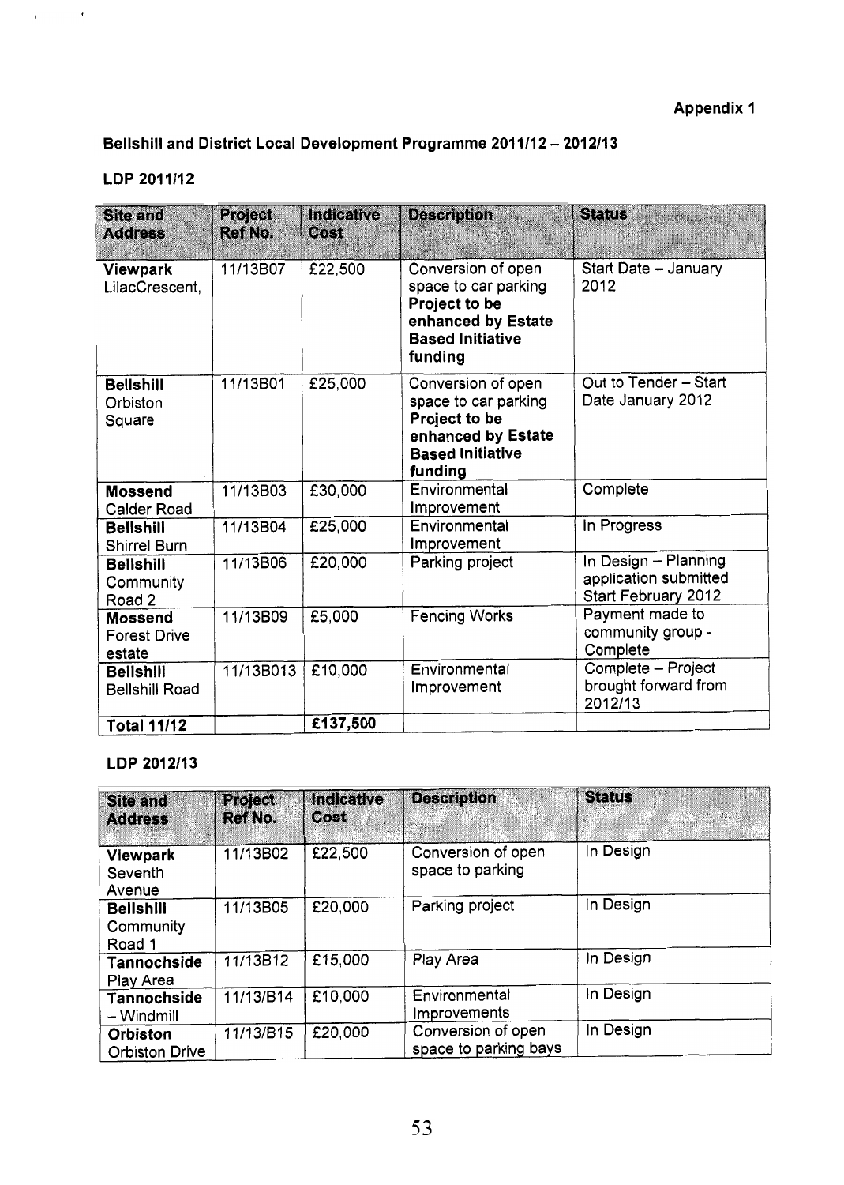**Appendix 1**

**Bellshill and District Local Development Programme 2011/12 – 2012/13**

**LDP 2011/12**

| Site and Address | Project Ref No. | Indicative Cost | Description | Status |
|---|---|---|---|---|
| **Viewpark** LilacCrescent, | 11/13B07 | £22,500 | Conversion of open space to car parking **Project to be enhanced by Estate Based Initiative funding** | Start Date – January 2012 |
| **Bellshill** Orbiston Square | 11/13B01 | £25,000 | Conversion of open space to car parking **Project to be enhanced by Estate Based Initiative funding** | Out to Tender – Start Date January 2012 |
| **Mossend** Calder Road | 11/13B03 | £30,000 | Environmental Improvement | Complete |
| **Bellshill** Shirrel Burn | 11/13B04 | £25,000 | Environmental Improvement | In Progress |
| **Bellshill** Community Road 2 | 11/13B06 | £20,000 | Parking project | In Design – Planning application submitted Start February 2012 |
| **Mossend** Forest Drive estate | 11/13B09 | £5,000 | Fencing Works | Payment made to community group - Complete |
| **Bellshill** Bellshill Road | 11/13B013 | £10,000 | Environmental Improvement | Complete – Project brought forward from 2012/13 |
| **Total 11/12** | | **£137,500** | | |

**LDP 2012/13**

| Site and Address | Project Ref No. | Indicative Cost | Description | Status |
|---|---|---|---|---|
| **Viewpark** Seventh Avenue | 11/13B02 | £22,500 | Conversion of open space to parking | In Design |
| **Bellshill** Community Road 1 | 11/13B05 | £20,000 | Parking project | In Design |
| **Tannochside** Play Area | 11/13B12 | £15,000 | Play Area | In Design |
| **Tannochside** – Windmill | 11/13/B14 | £10,000 | Environmental Improvements | In Design |
| **Orbiston** Orbiston Drive | 11/13/B15 | £20,000 | Conversion of open space to parking bays | In Design |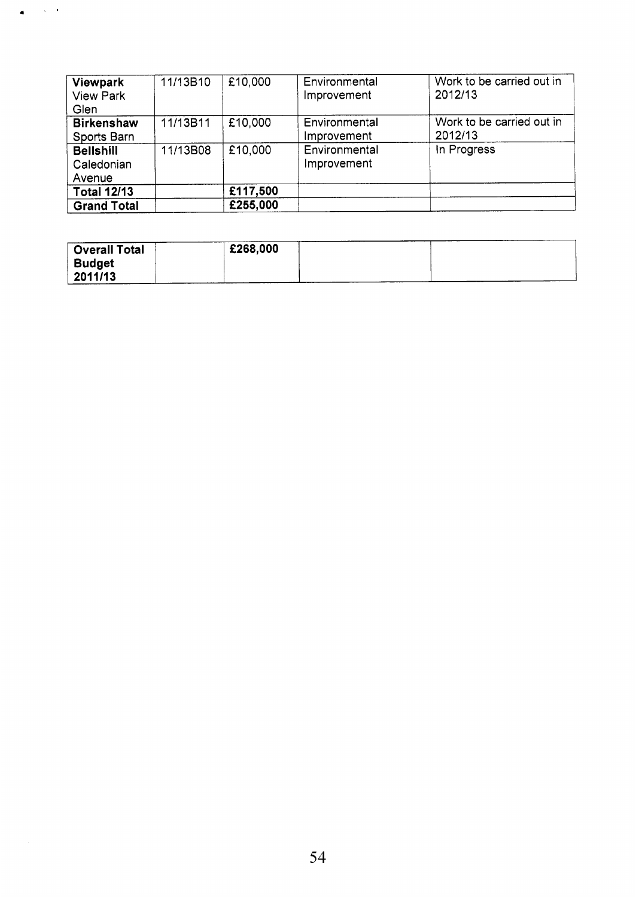| | | | | |
|---|---|---|---|---|
| **Viewpark** View Park Glen | 11/13B10 | £10,000 | Environmental Improvement | Work to be carried out in 2012/13 |
| **Birkenshaw** Sports Barn | 11/13B11 | £10,000 | Environmental Improvement | Work to be carried out in 2012/13 |
| **Bellshill** Caledonian Avenue | 11/13B08 | £10,000 | Environmental Improvement | In Progress |
| **Total 12/13** | | **£117,500** | | |
| **Grand Total** | | **£255,000** | | |

| | | | | |
|---|---|---|---|---|
| **Overall Total Budget 2011/13** | | **£268,000** | | |